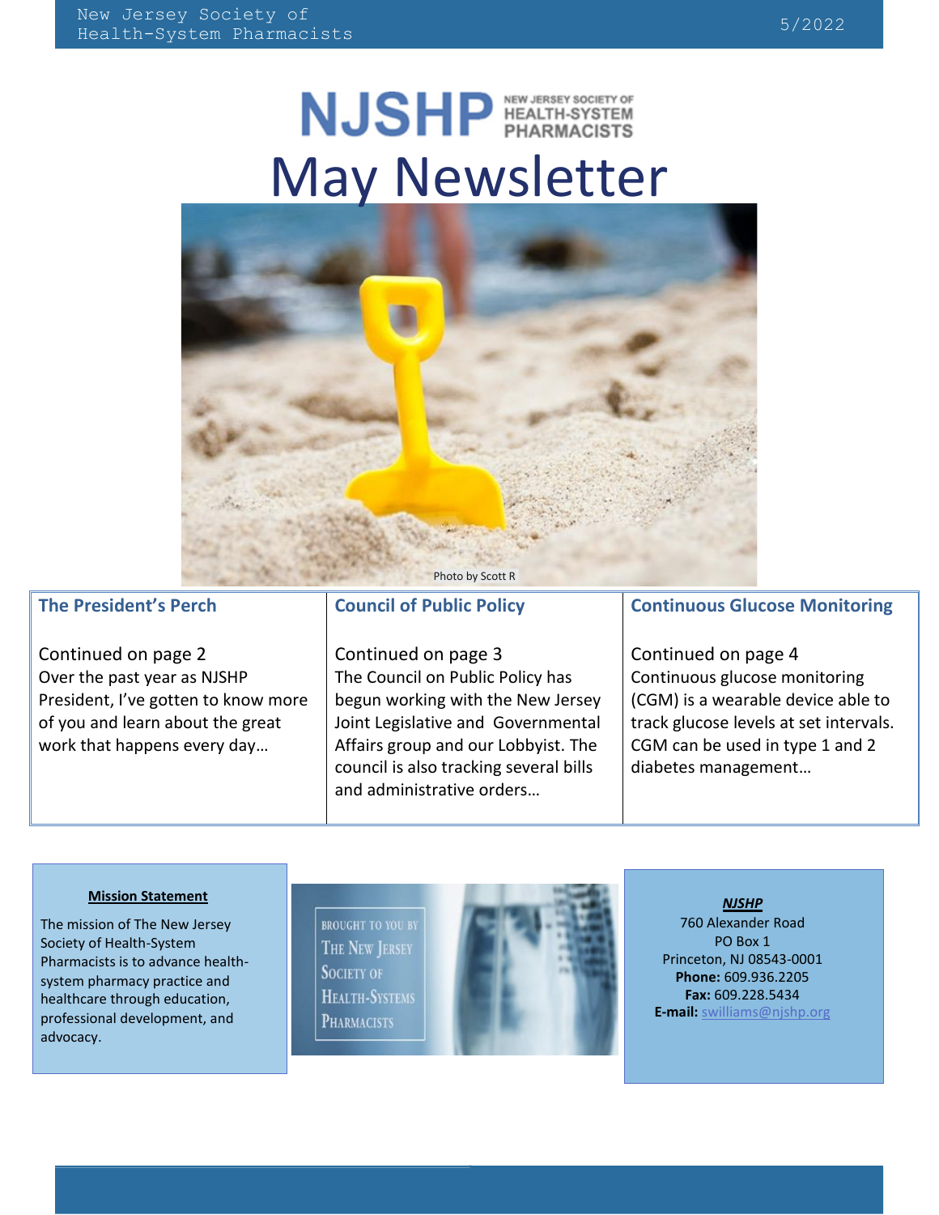# NJSHP May Newsletter

Photo by Scott R

## The President's Perch

Continued on page 2

Over the past year as NJSHP President, I've gotten to know more of you and learn about the great work that happens every day…

## Council of Public Policy

Continued on page 3

The Council on Public Policy has begun working with the New Jersey Joint Legislative and Governmental Affairs group and our Lobbyist. The council is also tracking several bills and administrative orders…

## Continuous Glucose Monitoring

Continued on page 4

Continuous glucose monitoring (CGM) is a wearable device able to track glucose levels at set intervals. CGM can be used in type 1 and 2 diabetes management…

**Mission Statement**

The mission of The New Jersey Society of Health-System Pharmacists is to advance health-system pharmacy practice and healthcare through education, professional development, and advocacy.

BROUGHT TO YOU BY THE NEW JERSEY SOCIETY OF HEALTH-SYSTEMS PHARMACISTS

***NJSHP***

760 Alexander Road
PO Box 1
Princeton, NJ 08543-0001
**Phone:** 609.936.2205
**Fax:** 609.228.5434
**E-mail:** swilliams@njshp.org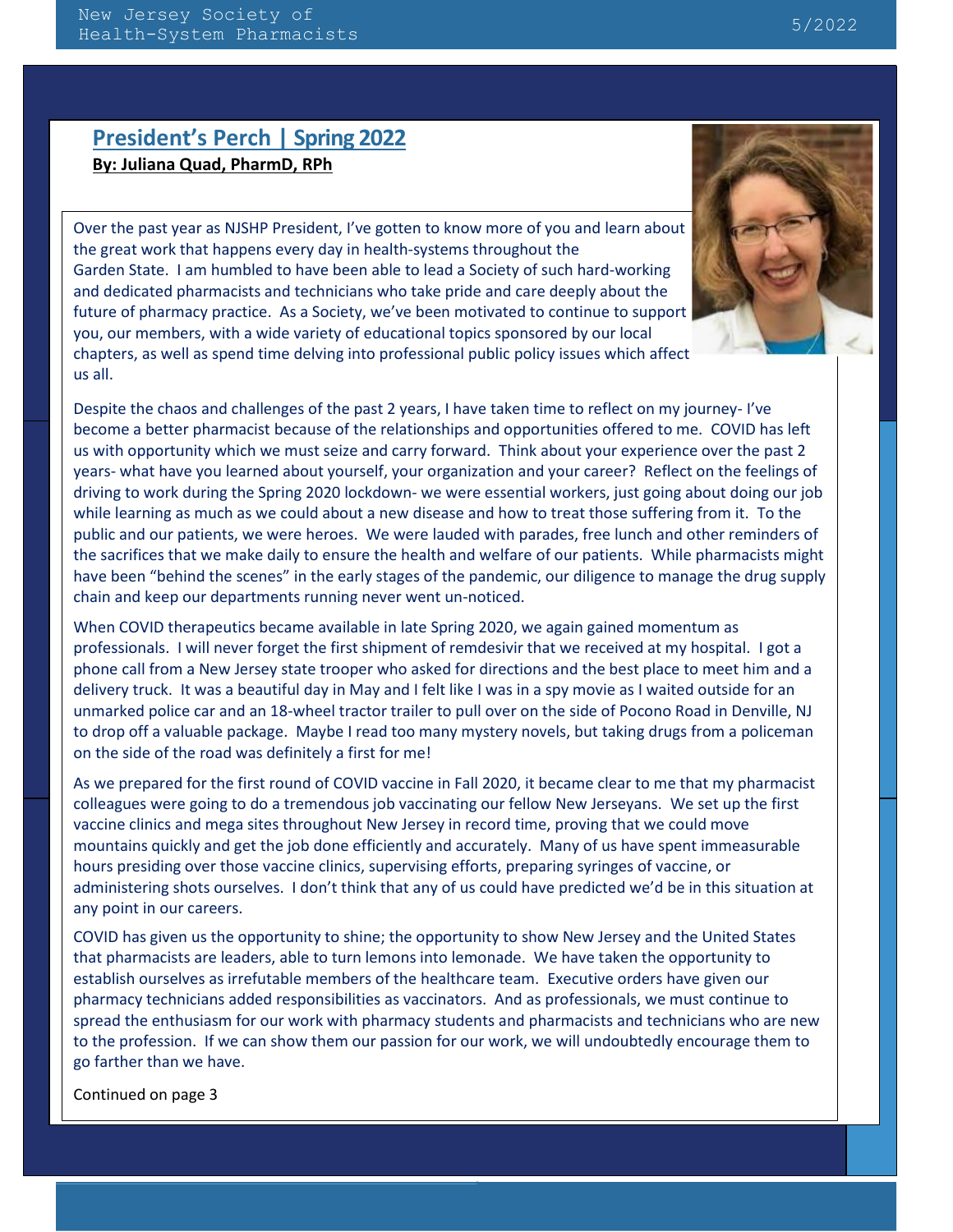## President's Perch | Spring 2022

**By: Juliana Quad, PharmD, RPh**

Over the past year as NJSHP President, I've gotten to know more of you and learn about the great work that happens every day in health-systems throughout the Garden State. I am humbled to have been able to lead a Society of such hard-working and dedicated pharmacists and technicians who take pride and care deeply about the future of pharmacy practice. As a Society, we've been motivated to continue to support you, our members, with a wide variety of educational topics sponsored by our local chapters, as well as spend time delving into professional public policy issues which affect us all.

Despite the chaos and challenges of the past 2 years, I have taken time to reflect on my journey- I've become a better pharmacist because of the relationships and opportunities offered to me. COVID has left us with opportunity which we must seize and carry forward. Think about your experience over the past 2 years- what have you learned about yourself, your organization and your career? Reflect on the feelings of driving to work during the Spring 2020 lockdown- we were essential workers, just going about doing our job while learning as much as we could about a new disease and how to treat those suffering from it. To the public and our patients, we were heroes. We were lauded with parades, free lunch and other reminders of the sacrifices that we make daily to ensure the health and welfare of our patients. While pharmacists might have been "behind the scenes" in the early stages of the pandemic, our diligence to manage the drug supply chain and keep our departments running never went un-noticed.

When COVID therapeutics became available in late Spring 2020, we again gained momentum as professionals. I will never forget the first shipment of remdesivir that we received at my hospital. I got a phone call from a New Jersey state trooper who asked for directions and the best place to meet him and a delivery truck. It was a beautiful day in May and I felt like I was in a spy movie as I waited outside for an unmarked police car and an 18-wheel tractor trailer to pull over on the side of Pocono Road in Denville, NJ to drop off a valuable package. Maybe I read too many mystery novels, but taking drugs from a policeman on the side of the road was definitely a first for me!

As we prepared for the first round of COVID vaccine in Fall 2020, it became clear to me that my pharmacist colleagues were going to do a tremendous job vaccinating our fellow New Jerseyans. We set up the first vaccine clinics and mega sites throughout New Jersey in record time, proving that we could move mountains quickly and get the job done efficiently and accurately. Many of us have spent immeasurable hours presiding over those vaccine clinics, supervising efforts, preparing syringes of vaccine, or administering shots ourselves. I don't think that any of us could have predicted we'd be in this situation at any point in our careers.

COVID has given us the opportunity to shine; the opportunity to show New Jersey and the United States that pharmacists are leaders, able to turn lemons into lemonade. We have taken the opportunity to establish ourselves as irrefutable members of the healthcare team. Executive orders have given our pharmacy technicians added responsibilities as vaccinators. And as professionals, we must continue to spread the enthusiasm for our work with pharmacy students and pharmacists and technicians who are new to the profession. If we can show them our passion for our work, we will undoubtedly encourage them to go farther than we have.

Continued on page 3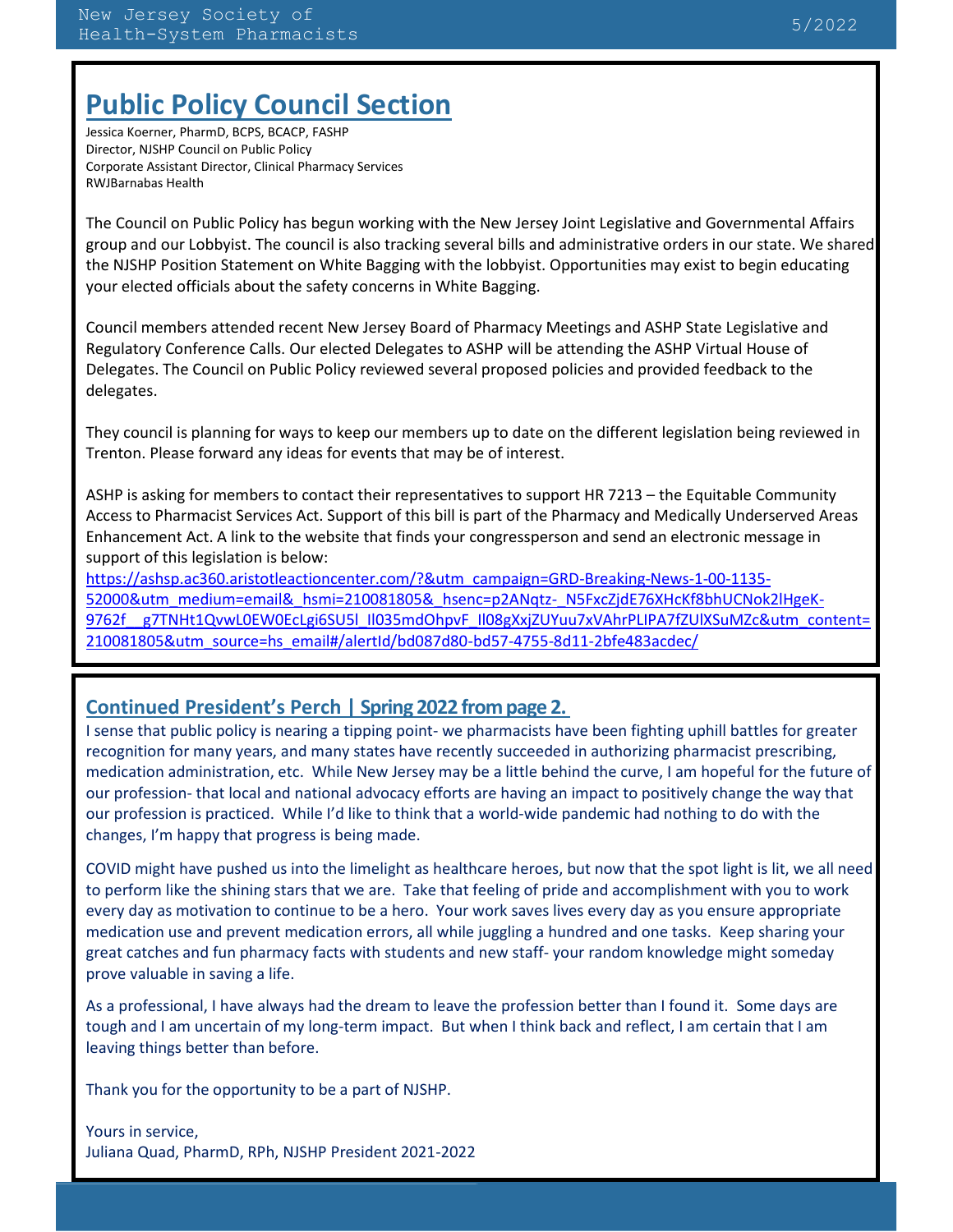## Public Policy Council Section

Jessica Koerner, PharmD, BCPS, BCACP, FASHP
Director, NJSHP Council on Public Policy
Corporate Assistant Director, Clinical Pharmacy Services
RWJBarnabas Health

The Council on Public Policy has begun working with the New Jersey Joint Legislative and Governmental Affairs group and our Lobbyist. The council is also tracking several bills and administrative orders in our state. We shared the NJSHP Position Statement on White Bagging with the lobbyist. Opportunities may exist to begin educating your elected officials about the safety concerns in White Bagging.

Council members attended recent New Jersey Board of Pharmacy Meetings and ASHP State Legislative and Regulatory Conference Calls. Our elected Delegates to ASHP will be attending the ASHP Virtual House of Delegates. The Council on Public Policy reviewed several proposed policies and provided feedback to the delegates.

They council is planning for ways to keep our members up to date on the different legislation being reviewed in Trenton. Please forward any ideas for events that may be of interest.

ASHP is asking for members to contact their representatives to support HR 7213 – the Equitable Community Access to Pharmacist Services Act. Support of this bill is part of the Pharmacy and Medically Underserved Areas Enhancement Act. A link to the website that finds your congressperson and send an electronic message in support of this legislation is below:
https://ashsp.ac360.aristotleactioncenter.com/?&utm_campaign=GRD-Breaking-News-1-00-1135-52000&utm_medium=email&_hsmi=210081805&_hsenc=p2ANqtz-_N5FxcZjdE76XHcKf8bhUCNok2lHgeK-9762f__g7TNHt1QvwL0EW0EcLgi6SU5l_Il035mdOhpvF_Il08gXxjZUYuu7xVAhrPLIPA7fZUlXSuMZc&utm_content=210081805&utm_source=hs_email#/alertId/bd087d80-bd57-4755-8d11-2bfe483acdec/

## Continued President's Perch | Spring 2022 from page 2.

I sense that public policy is nearing a tipping point- we pharmacists have been fighting uphill battles for greater recognition for many years, and many states have recently succeeded in authorizing pharmacist prescribing, medication administration, etc. While New Jersey may be a little behind the curve, I am hopeful for the future of our profession- that local and national advocacy efforts are having an impact to positively change the way that our profession is practiced. While I'd like to think that a world-wide pandemic had nothing to do with the changes, I'm happy that progress is being made.

COVID might have pushed us into the limelight as healthcare heroes, but now that the spot light is lit, we all need to perform like the shining stars that we are. Take that feeling of pride and accomplishment with you to work every day as motivation to continue to be a hero. Your work saves lives every day as you ensure appropriate medication use and prevent medication errors, all while juggling a hundred and one tasks. Keep sharing your great catches and fun pharmacy facts with students and new staff- your random knowledge might someday prove valuable in saving a life.

As a professional, I have always had the dream to leave the profession better than I found it. Some days are tough and I am uncertain of my long-term impact. But when I think back and reflect, I am certain that I am leaving things better than before.

Thank you for the opportunity to be a part of NJSHP.

Yours in service,
Juliana Quad, PharmD, RPh, NJSHP President 2021-2022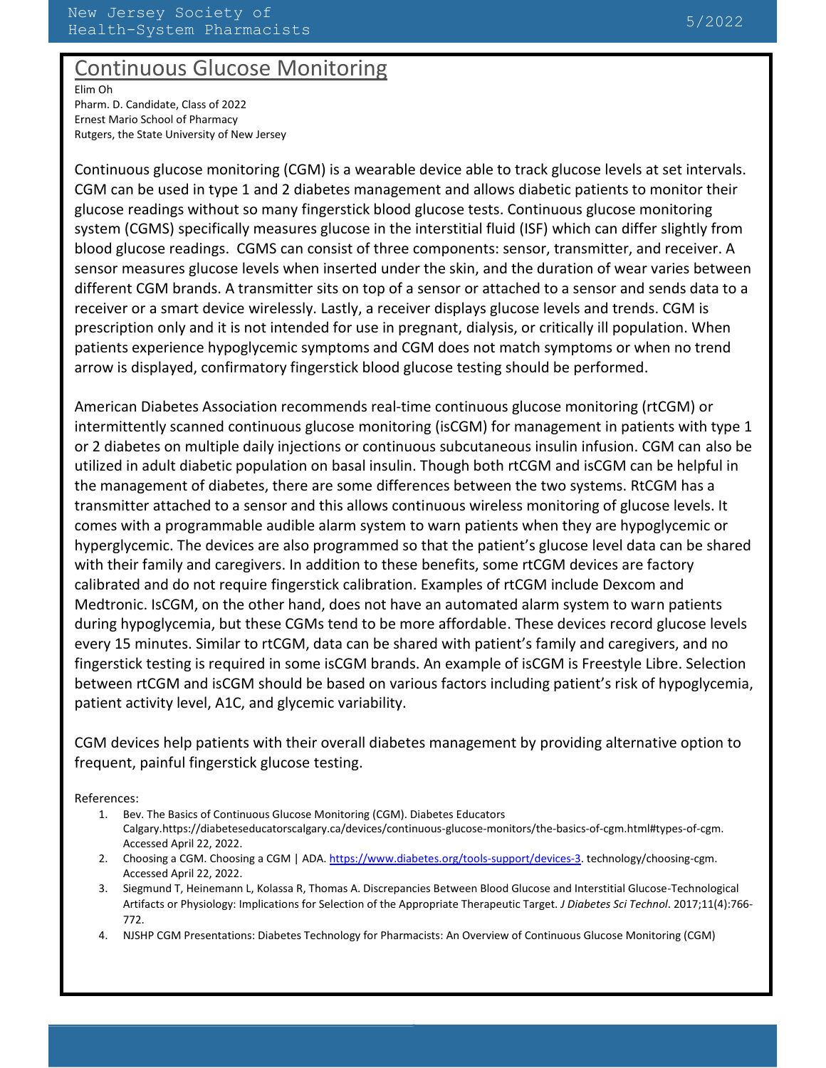# Continuous Glucose Monitoring

Elim Oh
Pharm. D. Candidate, Class of 2022
Ernest Mario School of Pharmacy
Rutgers, the State University of New Jersey

Continuous glucose monitoring (CGM) is a wearable device able to track glucose levels at set intervals. CGM can be used in type 1 and 2 diabetes management and allows diabetic patients to monitor their glucose readings without so many fingerstick blood glucose tests. Continuous glucose monitoring system (CGMS) specifically measures glucose in the interstitial fluid (ISF) which can differ slightly from blood glucose readings. CGMS can consist of three components: sensor, transmitter, and receiver. A sensor measures glucose levels when inserted under the skin, and the duration of wear varies between different CGM brands. A transmitter sits on top of a sensor or attached to a sensor and sends data to a receiver or a smart device wirelessly. Lastly, a receiver displays glucose levels and trends. CGM is prescription only and it is not intended for use in pregnant, dialysis, or critically ill population. When patients experience hypoglycemic symptoms and CGM does not match symptoms or when no trend arrow is displayed, confirmatory fingerstick blood glucose testing should be performed.

American Diabetes Association recommends real-time continuous glucose monitoring (rtCGM) or intermittently scanned continuous glucose monitoring (isCGM) for management in patients with type 1 or 2 diabetes on multiple daily injections or continuous subcutaneous insulin infusion. CGM can also be utilized in adult diabetic population on basal insulin. Though both rtCGM and isCGM can be helpful in the management of diabetes, there are some differences between the two systems. RtCGM has a transmitter attached to a sensor and this allows continuous wireless monitoring of glucose levels. It comes with a programmable audible alarm system to warn patients when they are hypoglycemic or hyperglycemic. The devices are also programmed so that the patient's glucose level data can be shared with their family and caregivers. In addition to these benefits, some rtCGM devices are factory calibrated and do not require fingerstick calibration. Examples of rtCGM include Dexcom and Medtronic. IsCGM, on the other hand, does not have an automated alarm system to warn patients during hypoglycemia, but these CGMs tend to be more affordable. These devices record glucose levels every 15 minutes. Similar to rtCGM, data can be shared with patient's family and caregivers, and no fingerstick testing is required in some isCGM brands. An example of isCGM is Freestyle Libre. Selection between rtCGM and isCGM should be based on various factors including patient's risk of hypoglycemia, patient activity level, A1C, and glycemic variability.

CGM devices help patients with their overall diabetes management by providing alternative option to frequent, painful fingerstick glucose testing.

References:

1. Bev. The Basics of Continuous Glucose Monitoring (CGM). Diabetes Educators Calgary.https://diabeteseducatorscalgary.ca/devices/continuous-glucose-monitors/the-basics-of-cgm.html#types-of-cgm. Accessed April 22, 2022.
2. Choosing a CGM. Choosing a CGM | ADA. https://www.diabetes.org/tools-support/devices-3. technology/choosing-cgm. Accessed April 22, 2022.
3. Siegmund T, Heinemann L, Kolassa R, Thomas A. Discrepancies Between Blood Glucose and Interstitial Glucose-Technological Artifacts or Physiology: Implications for Selection of the Appropriate Therapeutic Target. *J Diabetes Sci Technol*. 2017;11(4):766-772.
4. NJSHP CGM Presentations: Diabetes Technology for Pharmacists: An Overview of Continuous Glucose Monitoring (CGM)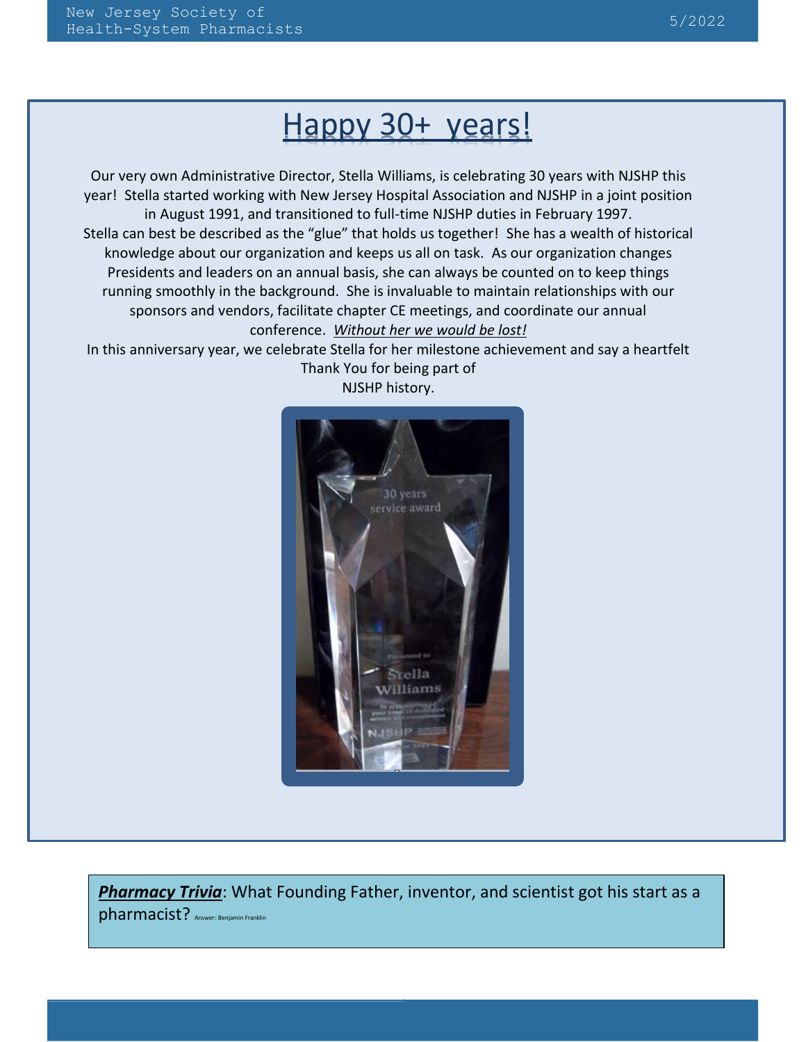# Happy 30+ years!

Our very own Administrative Director, Stella Williams, is celebrating 30 years with NJSHP this year! Stella started working with New Jersey Hospital Association and NJSHP in a joint position in August 1991, and transitioned to full-time NJSHP duties in February 1997.

Stella can best be described as the "glue" that holds us together! She has a wealth of historical knowledge about our organization and keeps us all on task. As our organization changes Presidents and leaders on an annual basis, she can always be counted on to keep things running smoothly in the background. She is invaluable to maintain relationships with our sponsors and vendors, facilitate chapter CE meetings, and coordinate our annual conference. *Without her we would be lost!*

In this anniversary year, we celebrate Stella for her milestone achievement and say a heartfelt Thank You for being part of NJSHP history.

***Pharmacy Trivia***: What Founding Father, inventor, and scientist got his start as a pharmacist? Answer: Benjamin Franklin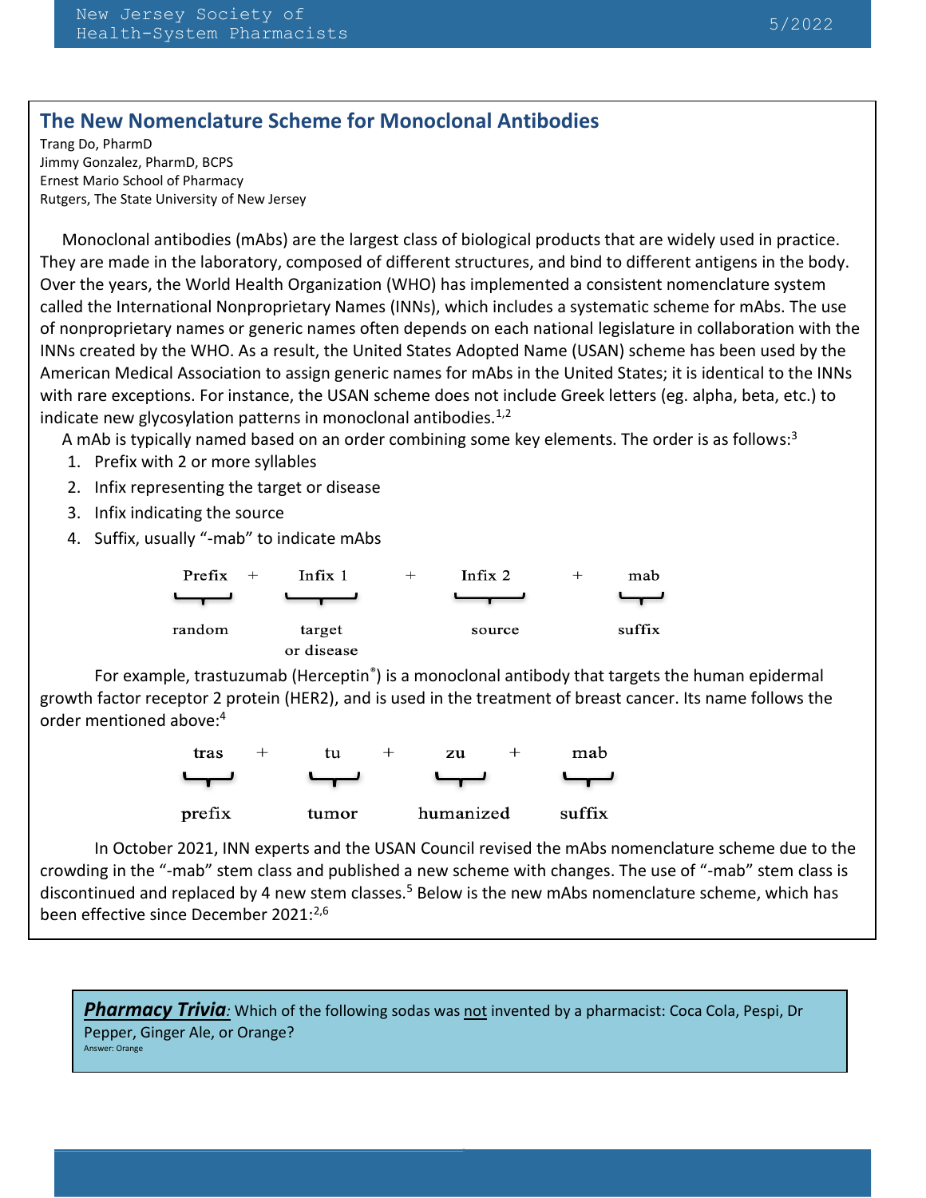## The New Nomenclature Scheme for Monoclonal Antibodies

Trang Do, PharmD
Jimmy Gonzalez, PharmD, BCPS
Ernest Mario School of Pharmacy
Rutgers, The State University of New Jersey

Monoclonal antibodies (mAbs) are the largest class of biological products that are widely used in practice. They are made in the laboratory, composed of different structures, and bind to different antigens in the body. Over the years, the World Health Organization (WHO) has implemented a consistent nomenclature system called the International Nonproprietary Names (INNs), which includes a systematic scheme for mAbs. The use of nonproprietary names or generic names often depends on each national legislature in collaboration with the INNs created by the WHO. As a result, the United States Adopted Name (USAN) scheme has been used by the American Medical Association to assign generic names for mAbs in the United States; it is identical to the INNs with rare exceptions. For instance, the USAN scheme does not include Greek letters (eg. alpha, beta, etc.) to indicate new glycosylation patterns in monoclonal antibodies.[1,2]

A mAb is typically named based on an order combining some key elements. The order is as follows:[3]

1. Prefix with 2 or more syllables
2. Infix representing the target or disease
3. Infix indicating the source
4. Suffix, usually "-mab" to indicate mAbs

| Prefix | + | Infix 1 | + | Infix 2 | + | mab |
|---|---|---|---|---|---|---|
| random | | target or disease | | source | | suffix |

For example, trastuzumab (Herceptin®) is a monoclonal antibody that targets the human epidermal growth factor receptor 2 protein (HER2), and is used in the treatment of breast cancer. Its name follows the order mentioned above:[4]

| tras | + | tu | + | zu | + | mab |
|---|---|---|---|---|---|---|
| prefix | | tumor | | humanized | | suffix |

In October 2021, INN experts and the USAN Council revised the mAbs nomenclature scheme due to the crowding in the "-mab" stem class and published a new scheme with changes. The use of "-mab" stem class is discontinued and replaced by 4 new stem classes.[5] Below is the new mAbs nomenclature scheme, which has been effective since December 2021:[2,6]

***Pharmacy Trivia***: Which of the following sodas was not invented by a pharmacist: Coca Cola, Pespi, Dr Pepper, Ginger Ale, or Orange?
Answer: Orange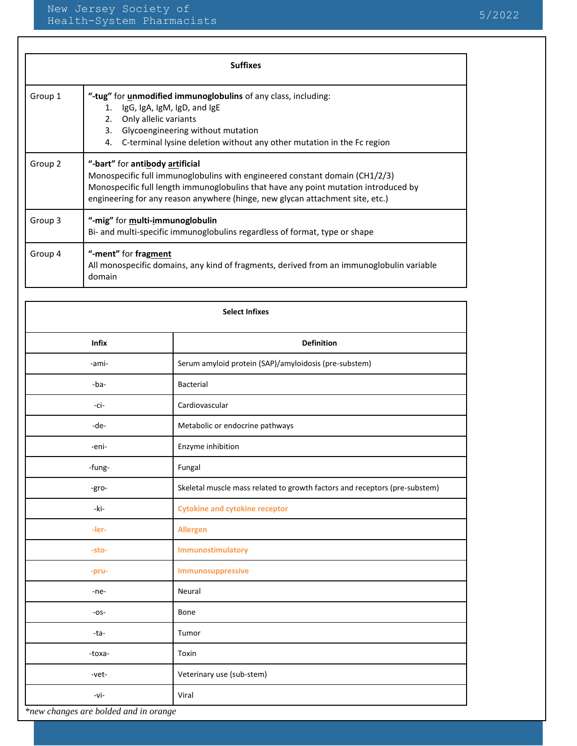| Suffixes | |
|---|---|
| Group 1 | **"-tug"** for **unmodified immunoglobulins** of any class, including:<br>1. IgG, IgA, IgM, IgD, and IgE<br>2. Only allelic variants<br>3. Glycoengineering without mutation<br>4. C-terminal lysine deletion without any other mutation in the Fc region |
| Group 2 | **"-bart"** for **antibody artificial**<br>Monospecific full immunoglobulins with engineered constant domain (CH1/2/3)<br>Monospecific full length immunoglobulins that have any point mutation introduced by engineering for any reason anywhere (hinge, new glycan attachment site, etc.) |
| Group 3 | **"-mig"** for **multi-immunoglobulin**<br>Bi- and multi-specific immunoglobulins regardless of format, type or shape |
| Group 4 | **"-ment"** for **fragment**<br>All monospecific domains, any kind of fragments, derived from an immunoglobulin variable domain |

**Select Infixes**

| Infix | Definition |
|---|---|
| -ami- | Serum amyloid protein (SAP)/amyloidosis (pre-substem) |
| -ba- | Bacterial |
| -ci- | Cardiovascular |
| -de- | Metabolic or endocrine pathways |
| -eni- | Enzyme inhibition |
| -fung- | Fungal |
| -gro- | Skeletal muscle mass related to growth factors and receptors (pre-substem) |
| -ki- | **Cytokine and cytokine receptor** |
| **-ler-** | **Allergen** |
| **-sto-** | **Immunostimulatory** |
| **-pru-** | **Immunosuppressive** |
| -ne- | Neural |
| -os- | Bone |
| -ta- | Tumor |
| -toxa- | Toxin |
| -vet- | Veterinary use (sub-stem) |
| -vi- | Viral |

*\*new changes are bolded and in orange*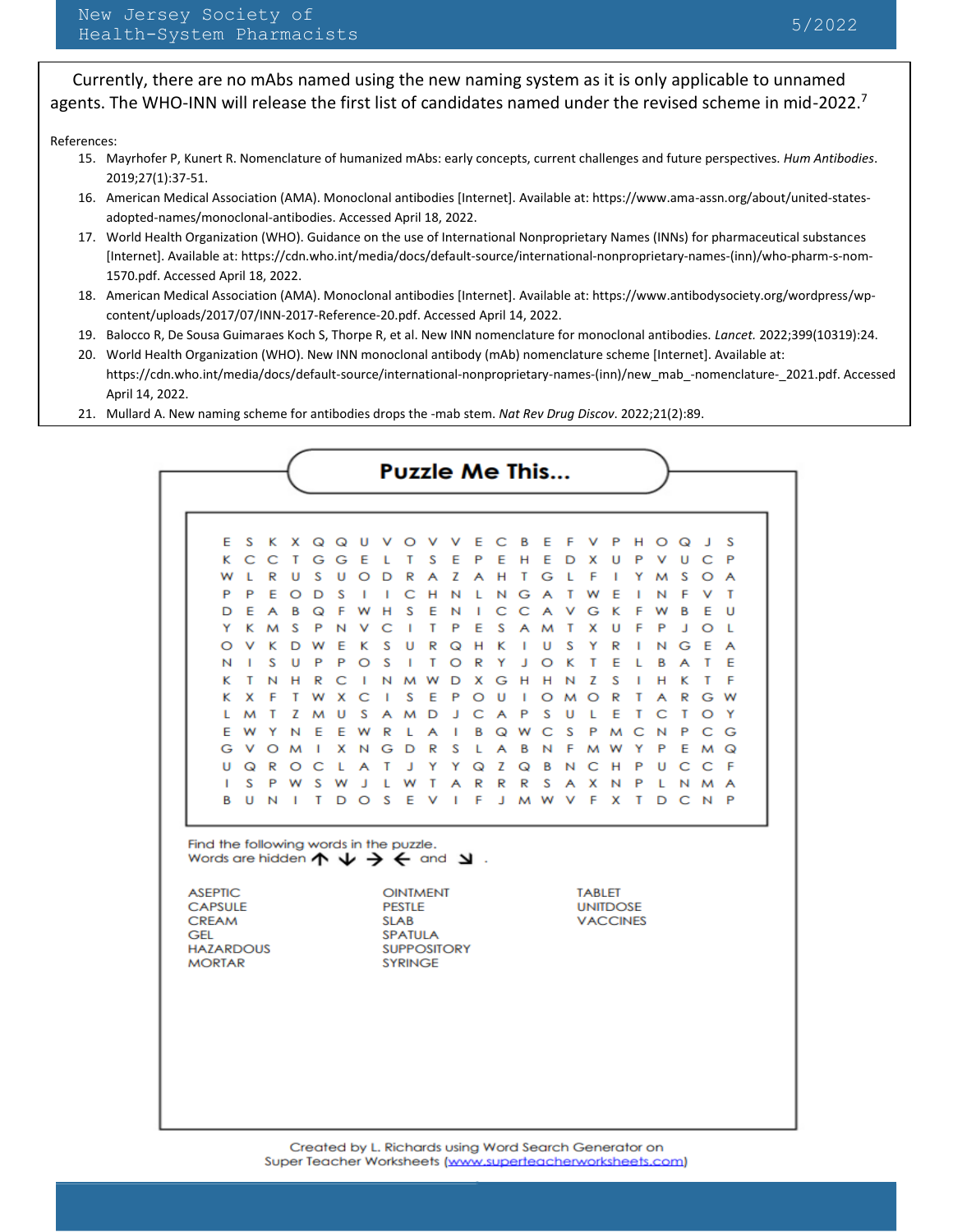Currently, there are no mAbs named using the new naming system as it is only applicable to unnamed agents. The WHO-INN will release the first list of candidates named under the revised scheme in mid-2022.[7]

References:

15. Mayrhofer P, Kunert R. Nomenclature of humanized mAbs: early concepts, current challenges and future perspectives. *Hum Antibodies*. 2019;27(1):37-51.
16. American Medical Association (AMA). Monoclonal antibodies [Internet]. Available at: https://www.ama-assn.org/about/united-states-adopted-names/monoclonal-antibodies. Accessed April 18, 2022.
17. World Health Organization (WHO). Guidance on the use of International Nonproprietary Names (INNs) for pharmaceutical substances [Internet]. Available at: https://cdn.who.int/media/docs/default-source/international-nonproprietary-names-(inn)/who-pharm-s-nom-1570.pdf. Accessed April 18, 2022.
18. American Medical Association (AMA). Monoclonal antibodies [Internet]. Available at: https://www.antibodysociety.org/wordpress/wp-content/uploads/2017/07/INN-2017-Reference-20.pdf. Accessed April 14, 2022.
19. Balocco R, De Sousa Guimaraes Koch S, Thorpe R, et al. New INN nomenclature for monoclonal antibodies. *Lancet.* 2022;399(10319):24.
20. World Health Organization (WHO). New INN monoclonal antibody (mAb) nomenclature scheme [Internet]. Available at: https://cdn.who.int/media/docs/default-source/international-nonproprietary-names-(inn)/new_mab_-nomenclature-_2021.pdf. Accessed April 14, 2022.
21. Mullard A. New naming scheme for antibodies drops the -mab stem. *Nat Rev Drug Discov*. 2022;21(2):89.

## Puzzle Me This...

```
E S K X Q Q U V O V V E C B E F V P H O Q J S
K C C T G G E L T S E P E H E D X U P V U C P
W L R U S U O D R A Z A H T G L F I Y M S O A
P P E O D S I I C H N L N G A T W E I N F V T
D E A B Q F W H S E N I C C A V G K F W B E U
Y K M S P N V C I T P E S A M T X U F P J O L
O V K D W E K S U R Q H K I U S Y R I N G E A
N I S U P P O S I T O R Y J O K T E L B A T E
K T N H R C I N M W D X G H H N Z S I H K T F
K X F T W X C I S E P O U I O M O R T A R G W
L M T Z M U S A M D J C A P S U L E T C T O Y
E W Y N E E W R L A I B Q W C S P M C N P C G
G V O M I X N G D R S L A B N F M W Y P E M Q
U Q R O C L A T J Y Y Q Z Q B N C H P U C C F
I S P W S W J L W T A R R R S A X N P L N M A
B U N I T D O S E V I F J M W V F X T D C N P
```

Find the following words in the puzzle.
Words are hidden ↑ ↓ → ← and ↘ .

ASEPTIC
CAPSULE
CREAM
GEL
HAZARDOUS
MORTAR
OINTMENT
PESTLE
SLAB
SPATULA
SUPPOSITORY
SYRINGE
TABLET
UNITDOSE
VACCINES

Created by L. Richards using Word Search Generator on Super Teacher Worksheets (www.superteacherworksheets.com)